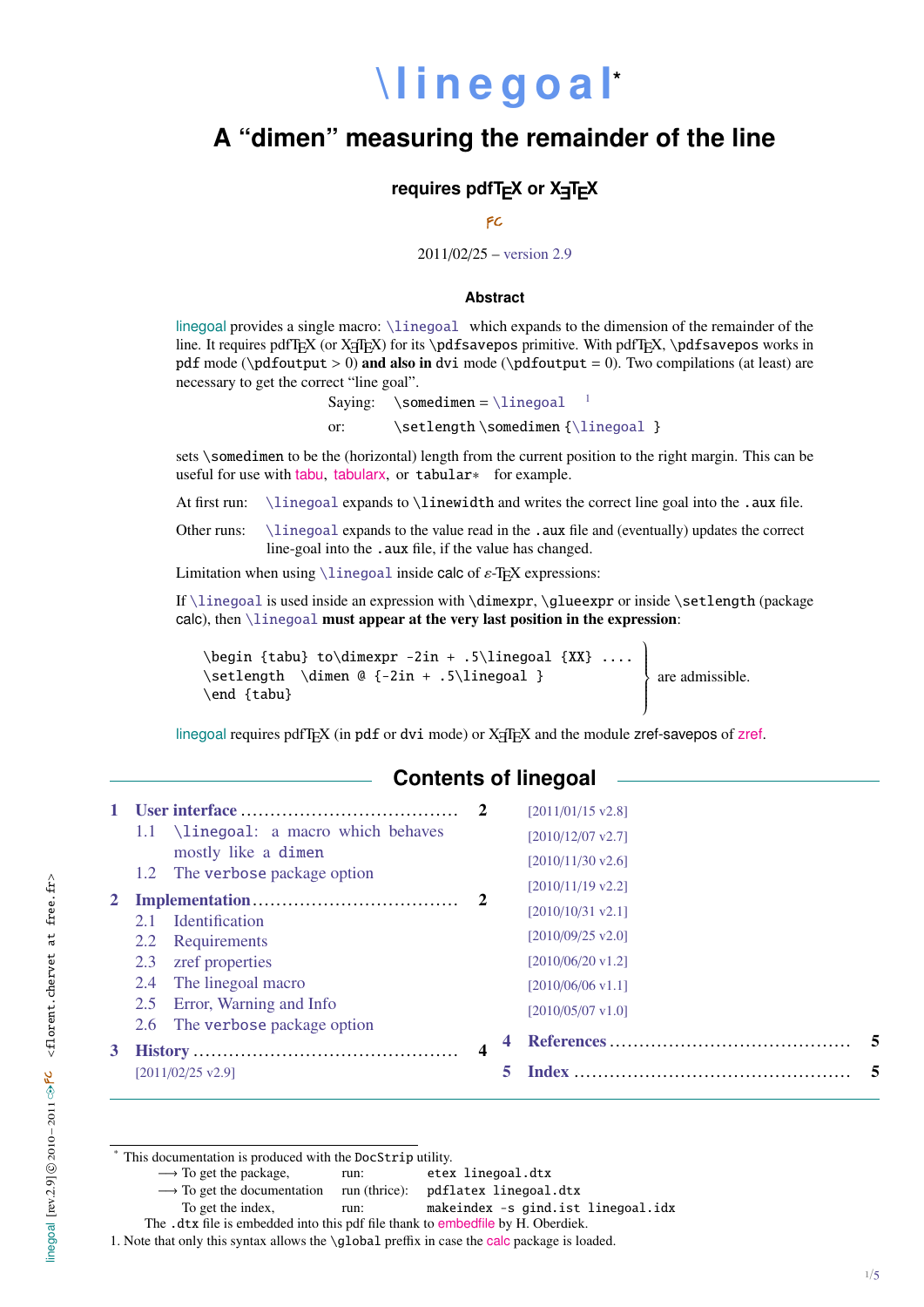# \linegoal*

## A "dimen" measuring the remainder of the line

### requires pdfTEX or XƎTEX

FC

2011/02/25 – version 2.9

**Abstract**

linegoal provides a single macro: \linegoal which expands to the dimension of the remainder of the line. It requires pdfTEX (or XƎTEX) for its \pdfsavepos primitive. With pdfTEX, \pdfsavepos works in pdf mode (\pdfoutput > 0) **and also in** dvi mode (\pdfoutput = 0). Two compilations (at least) are necessary to get the correct "line goal".

Saying: \somedimen = \linegoal [1]

or: \setlength \somedimen {\linegoal }

sets \somedimen to be the (horizontal) length from the current position to the right margin. This can be useful for use with tabu, tabularx, or tabular∗ for example.

At first run: \linegoal expands to \linewidth and writes the correct line goal into the .aux file.

Other runs: \linegoal expands to the value read in the .aux file and (eventually) updates the correct line-goal into the .aux file, if the value has changed.

Limitation when using \linegoal inside calc of ε-TEX expressions:

If \linegoal is used inside an expression with \dimexpr, \glueexpr or inside \setlength (package calc), then \linegoal **must appear at the very last position in the expression**:

```
\begin {tabu} to\dimexpr -2in + .5\linegoal {XX} ....
\setlength  \dimen @ {-2in + .5\linegoal }
\end {tabu}
```

are admissible.

linegoal requires pdfTEX (in pdf or dvi mode) or XƎTEX and the module zref-savepos of zref.

## Contents of linegoal

1 User interface ........ 2
  1.1 \linegoal: a macro which behaves mostly like a dimen
  1.2 The verbose package option
2 Implementation ........ 2
  2.1 Identification
  2.2 Requirements
  2.3 zref properties
  2.4 The linegoal macro
  2.5 Error, Warning and Info
  2.6 The verbose package option
3 History ........ 4
  [2011/02/25 v2.9]
  [2011/01/15 v2.8]
  [2010/12/07 v2.7]
  [2010/11/30 v2.6]
  [2010/11/19 v2.2]
  [2010/10/31 v2.1]
  [2010/09/25 v2.0]
  [2010/06/20 v1.2]
  [2010/06/06 v1.1]
  [2010/05/07 v1.0]
4 References ........ 5
5 Index ........ 5

---

\* This documentation is produced with the DocStrip utility.

⟶ To get the package, run: etex linegoal.dtx

⟶ To get the documentation run (thrice): pdflatex linegoal.dtx

To get the index, run: makeindex -s gind.ist linegoal.idx

The .dtx file is embedded into this pdf file thank to embedfile by H. Oberdiek.

1. Note that only this syntax allows the \global preffix in case the calc package is loaded.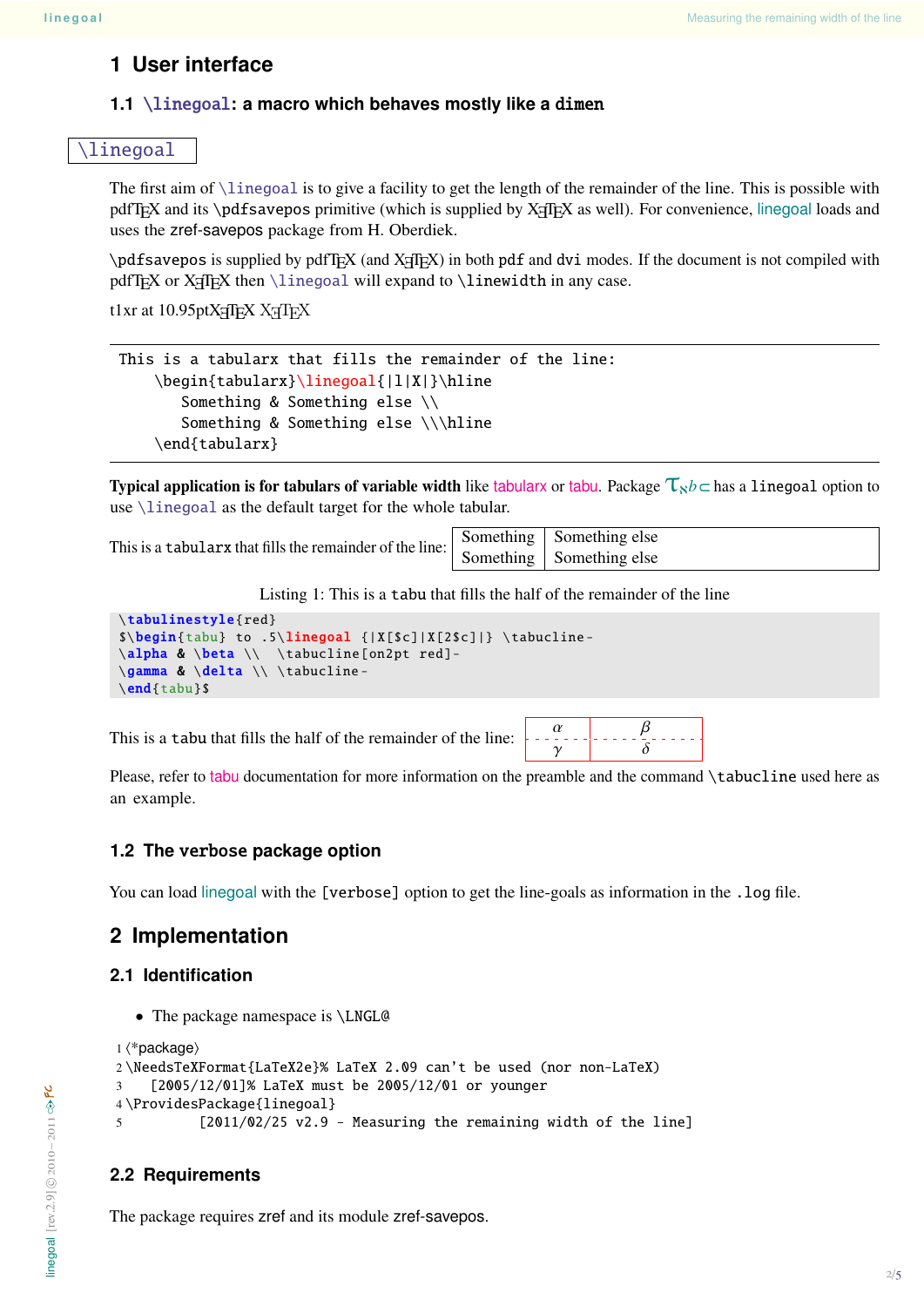# 1 User interface

## 1.1 \linegoal: a macro which behaves mostly like a dimen

\linegoal

The first aim of \linegoal is to give a facility to get the length of the remainder of the line. This is possible with pdfTEX and its \pdfsavepos primitive (which is supplied by XƎTEX as well). For convenience, linegoal loads and uses the zref-savepos package from H. Oberdiek.

\pdfsavepos is supplied by pdfTEX (and XƎTEX) in both pdf and dvi modes. If the document is not compiled with pdfTEX or XƎTEX then \linegoal will expand to \linewidth in any case.

t1xr at 10.95ptXƎTEX XƎTEX

```
This is a tabularx that fills the remainder of the line:
    \begin{tabularx}\linegoal{|l|X|}\hline
       Something & Something else \\
       Something & Something else \\\hline
    \end{tabularx}
```

**Typical application is for tabulars of variable width** like tabularx or tabu. Package Tℵb⊂ has a linegoal option to use \linegoal as the default target for the whole tabular.

This is a tabularx that fills the remainder of the line:

| Something | Something else |
|---|---|
| Something | Something else |

Listing 1: This is a tabu that fills the half of the remainder of the line

```
\tabulinestyle{red}
$\begin{tabu} to .5\linegoal {|X[$c]|X[2$c]|} \tabucline-
\alpha & \beta \\  \tabucline[on2pt red]-
\gamma & \delta \\ \tabucline-
\end{tabu}$
```

This is a tabu that fills the half of the remainder of the line:

| $\alpha$ | $\beta$ |
|---|---|
| $\gamma$ | $\delta$ |

Please, refer to tabu documentation for more information on the preamble and the command \tabucline used here as an example.

## 1.2 The verbose package option

You can load linegoal with the [verbose] option to get the line-goals as information in the .log file.

# 2 Implementation

## 2.1 Identification

- The package namespace is \LNGL@

```
1 ⟨*package⟩
2 \NeedsTeXFormat{LaTeX2e}% LaTeX 2.09 can't be used (nor non-LaTeX)
3   [2005/12/01]% LaTeX must be 2005/12/01 or younger
4 \ProvidesPackage{linegoal}
5         [2011/02/25 v2.9 - Measuring the remaining width of the line]
```

## 2.2 Requirements

The package requires zref and its module zref-savepos.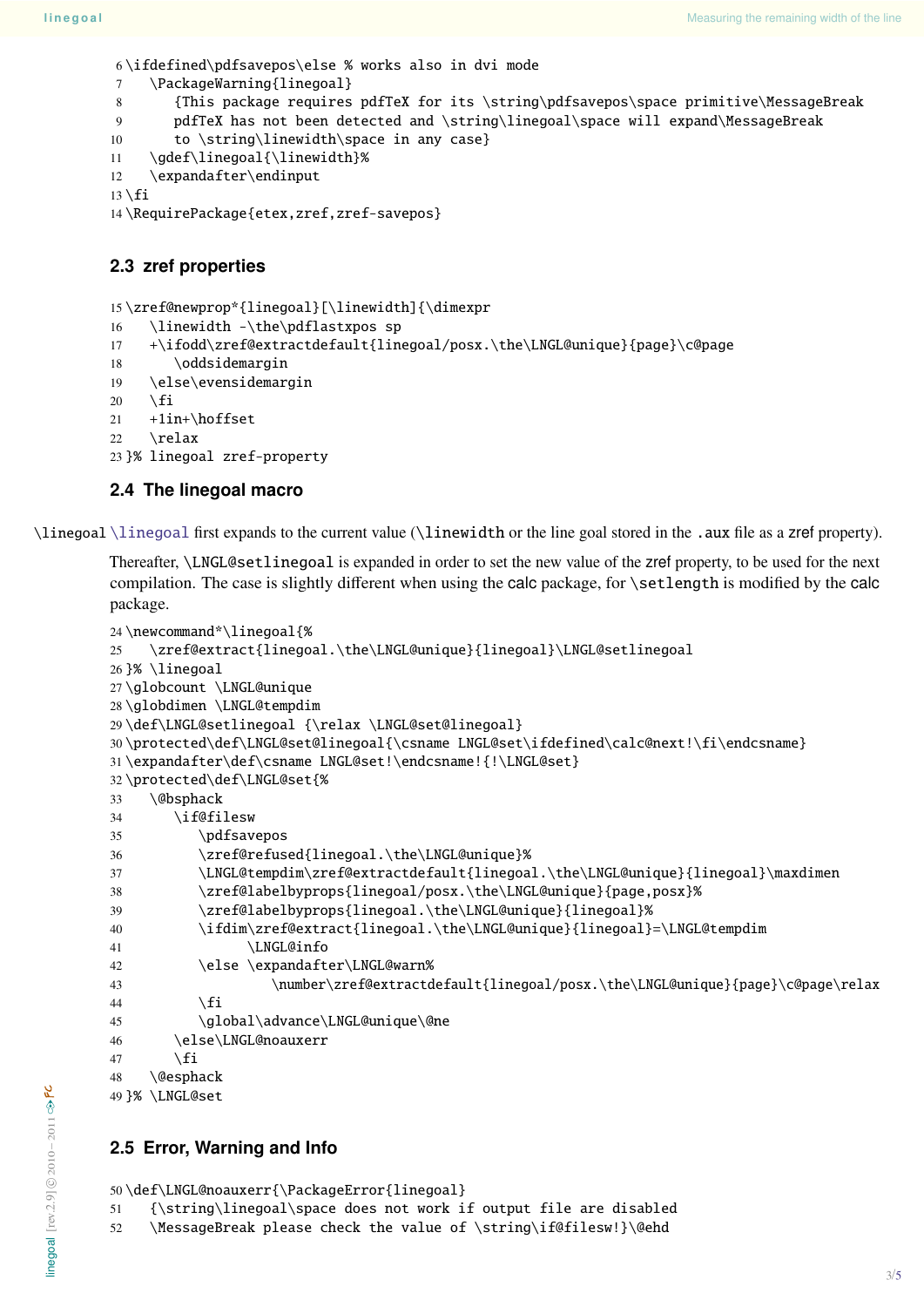```
6 \ifdefined\pdfsavepos\else % works also in dvi mode
7    \PackageWarning{linegoal}
8       {This package requires pdfTeX for its \string\pdfsavepos\space primitive\MessageBreak
9       pdfTeX has not been detected and \string\linegoal\space will expand\MessageBreak
10      to \string\linewidth\space in any case}
11   \gdef\linegoal{\linewidth}%
12   \expandafter\endinput
13 \fi
14 \RequirePackage{etex,zref,zref-savepos}
```

## 2.3 zref properties

```
15 \zref@newprop*{linegoal}[\linewidth]{\dimexpr
16    \linewidth -\the\pdflastxpos sp
17    +\ifodd\zref@extractdefault{linegoal/posx.\the\LNGL@unique}{page}\c@page
18       \oddsidemargin
19    \else\evensidemargin
20    \fi
21    +1in+\hoffset
22    \relax
23 }% linegoal zref-property
```

## 2.4 The linegoal macro

`\linegoal` `\linegoal` first expands to the current value (`\linewidth` or the line goal stored in the `.aux` file as a zref property).

Thereafter, `\LNGL@setlinegoal` is expanded in order to set the new value of the zref property, to be used for the next compilation. The case is slightly different when using the calc package, for `\setlength` is modified by the calc package.

```
24 \newcommand*\linegoal{%
25    \zref@extract{linegoal.\the\LNGL@unique}{linegoal}\LNGL@setlinegoal
26 }% \linegoal
27 \globcount \LNGL@unique
28 \globdimen \LNGL@tempdim
29 \def\LNGL@setlinegoal {\relax \LNGL@set@linegoal}
30 \protected\def\LNGL@set@linegoal{\csname LNGL@set\ifdefined\calc@next!\fi\endcsname}
31 \expandafter\def\csname LNGL@set!\endcsname!{!\LNGL@set}
32 \protected\def\LNGL@set{%
33    \@bsphack
34       \if@filesw
35          \pdfsavepos
36          \zref@refused{linegoal.\the\LNGL@unique}%
37          \LNGL@tempdim\zref@extractdefault{linegoal.\the\LNGL@unique}{linegoal}\maxdimen
38          \zref@labelbyprops{linegoal/posx.\the\LNGL@unique}{page,posx}%
39          \zref@labelbyprops{linegoal.\the\LNGL@unique}{linegoal}%
40          \ifdim\zref@extract{linegoal.\the\LNGL@unique}{linegoal}=\LNGL@tempdim
41                \LNGL@info
42          \else \expandafter\LNGL@warn%
43                   \number\zref@extractdefault{linegoal/posx.\the\LNGL@unique}{page}\c@page\relax
44          \fi
45          \global\advance\LNGL@unique\@ne
46       \else\LNGL@noauxerr
47       \fi
48    \@esphack
49 }% \LNGL@set
```

## 2.5 Error, Warning and Info

```
50 \def\LNGL@noauxerr{\PackageError{linegoal}
51    {\string\linegoal\space does not work if output file are disabled
52    \MessageBreak please check the value of \string\if@filesw!}\@ehd
```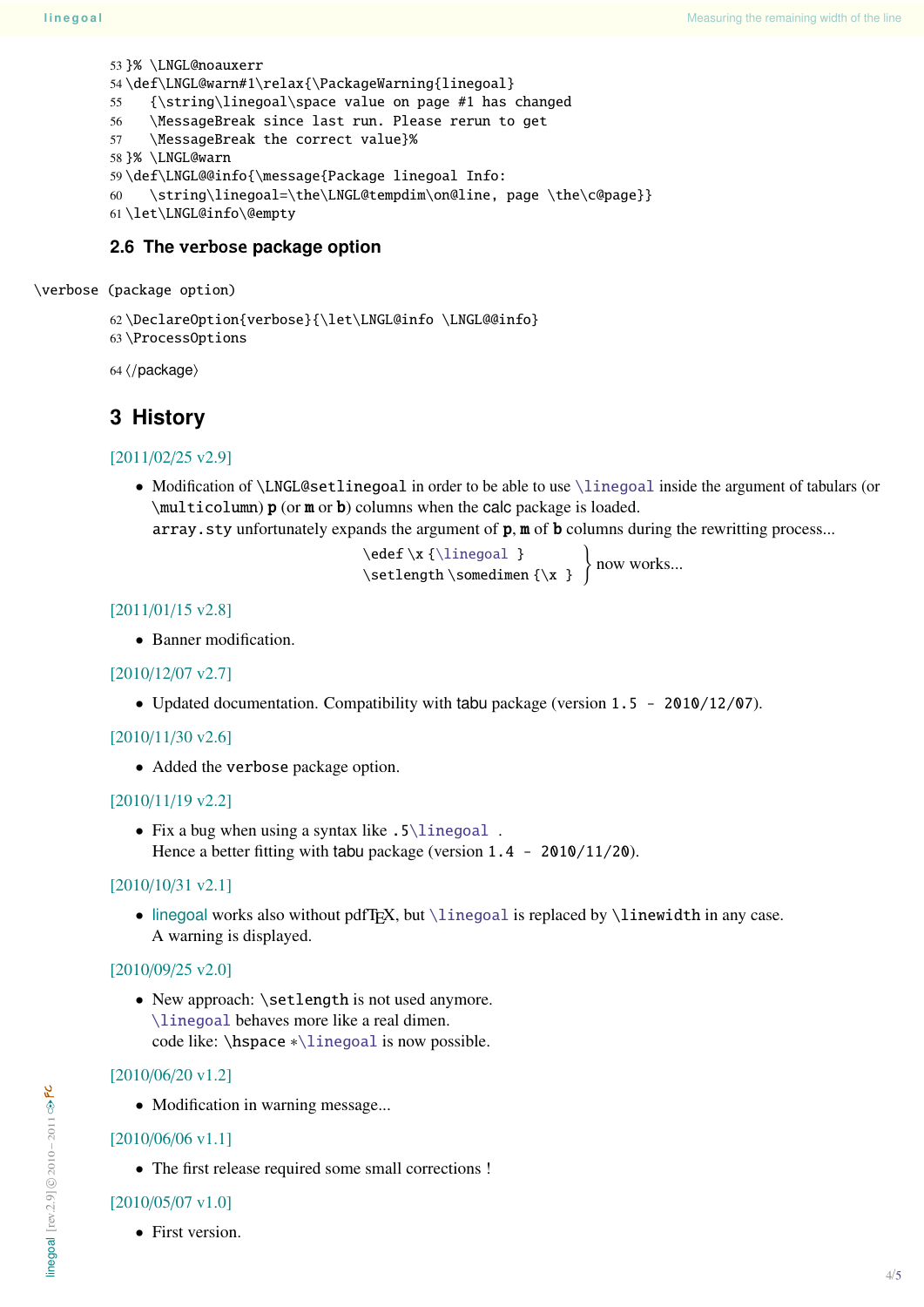```
53 }% \LNGL@noauxerr
54 \def\LNGL@warn#1\relax{\PackageWarning{linegoal}
55   {\string\linegoal\space value on page #1 has changed
56   \MessageBreak since last run. Please rerun to get
57   \MessageBreak the correct value}%
58 }% \LNGL@warn
59 \def\LNGL@@info{\message{Package linegoal Info:
60   \string\linegoal=\the\LNGL@tempdim\on@line, page \the\c@page}}
61 \let\LNGL@info\@empty
```

### 2.6 The verbose package option

\verbose (package option)

```
62 \DeclareOption{verbose}{\let\LNGL@info \LNGL@@info}
63 \ProcessOptions
```

64 ⟨/package⟩

## 3 History

[2011/02/25 v2.9]

- Modification of `\LNGL@setlinegoal` in order to be able to use `\linegoal` inside the argument of tabulars (or `\multicolumn`) **p** (or **m** or **b**) columns when the calc package is loaded.
  `array.sty` unfortunately expands the argument of **p**, **m** of **b** columns during the rewritting process...
  `\edef \x {\linegoal }`
  `\setlength \somedimen {\x }` } now works...

[2011/01/15 v2.8]

- Banner modification.

[2010/12/07 v2.7]

- Updated documentation. Compatibility with tabu package (version `1.5 - 2010/12/07`).

[2010/11/30 v2.6]

- Added the `verbose` package option.

[2010/11/19 v2.2]

- Fix a bug when using a syntax like `.5\linegoal` .
  Hence a better fitting with tabu package (version `1.4 - 2010/11/20`).

[2010/10/31 v2.1]

- linegoal works also without pdfTEX, but `\linegoal` is replaced by `\linewidth` in any case.
  A warning is displayed.

[2010/09/25 v2.0]

- New approach: `\setlength` is not used anymore.
  `\linegoal` behaves more like a real dimen.
  code like: `\hspace *\linegoal` is now possible.

[2010/06/20 v1.2]

- Modification in warning message...

[2010/06/06 v1.1]

- The first release required some small corrections !

[2010/05/07 v1.0]

- First version.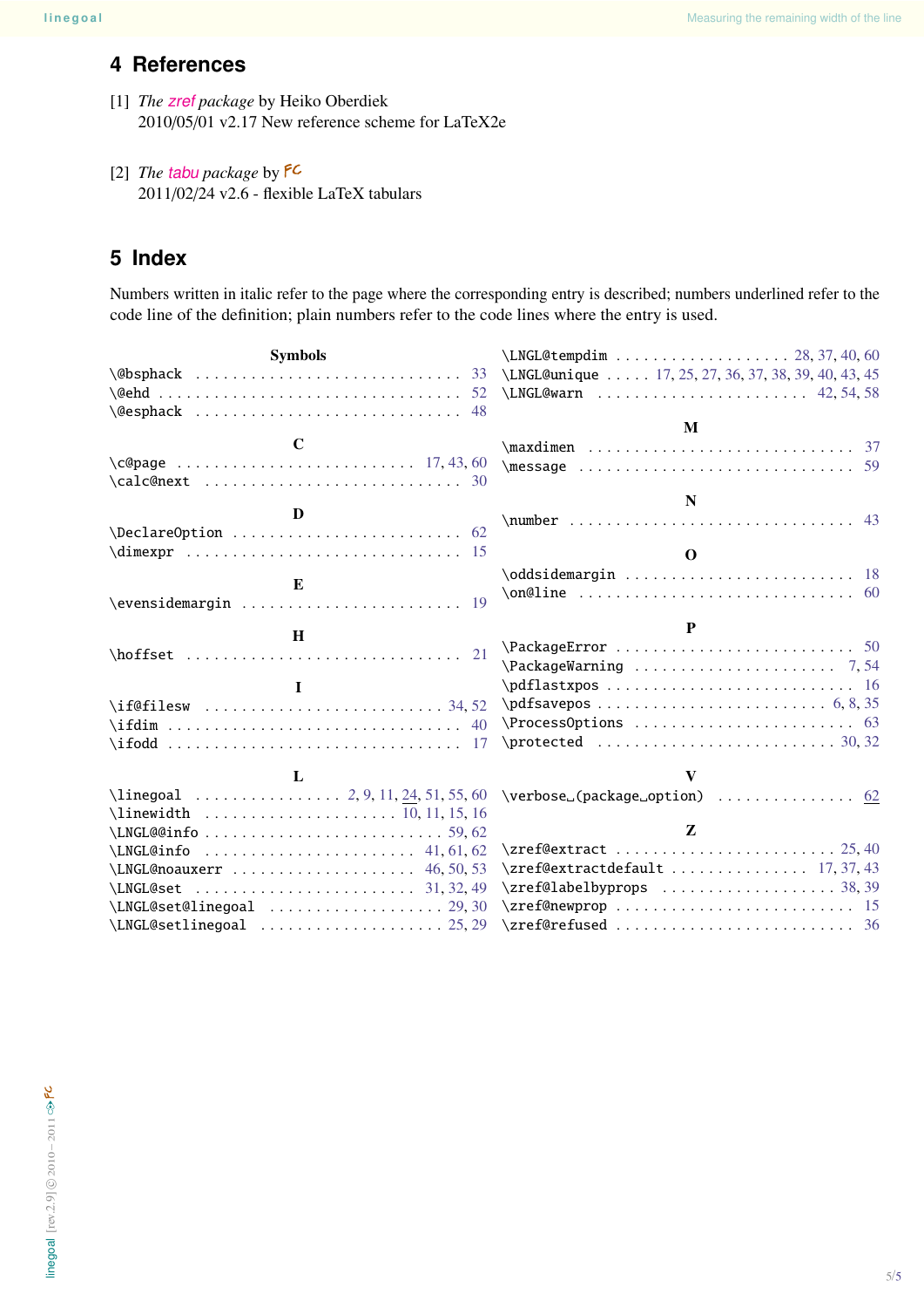## 4 References

[1] *The zref package* by Heiko Oberdiek
2010/05/01 v2.17 New reference scheme for LaTeX2e

[2] *The tabu package* by FC
2011/02/24 v2.6 - flexible LaTeX tabulars

## 5 Index

Numbers written in italic refer to the page where the corresponding entry is described; numbers underlined refer to the code line of the definition; plain numbers refer to the code lines where the entry is used.

**Symbols**

\@bsphack . . . 33
\@ehd . . . 52
\@esphack . . . 48

**C**

\c@page . . . 17, 43, 60
\calc@next . . . 30

**D**

\DeclareOption . . . 62
\dimexpr . . . 15

**E**

\evensidemargin . . . 19

**H**

\hoffset . . . 21

**I**

\if@filesw . . . 34, 52
\ifdim . . . 40
\ifodd . . . 17

**L**

\linegoal . . . 2, 9, 11, 24, 51, 55, 60
\linewidth . . . 10, 11, 15, 16
\LNGL@@info . . . 59, 62
\LNGL@info . . . 41, 61, 62
\LNGL@noauxerr . . . 46, 50, 53
\LNGL@set . . . 31, 32, 49
\LNGL@set@linegoal . . . 29, 30
\LNGL@setlinegoal . . . 25, 29
\LNGL@tempdim . . . 28, 37, 40, 60
\LNGL@unique . . . 17, 25, 27, 36, 37, 38, 39, 40, 43, 45
\LNGL@warn . . . 42, 54, 58

**M**

\maxdimen . . . 37
\message . . . 59

**N**

\number . . . 43

**O**

\oddsidemargin . . . 18
\on@line . . . 60

**P**

\PackageError . . . 50
\PackageWarning . . . 7, 54
\pdflastxpos . . . 16
\pdfsavepos . . . 6, 8, 35
\ProcessOptions . . . 63
\protected . . . 30, 32

**V**

\verbose␣(package␣option) . . . 62

**Z**

\zref@extract . . . 25, 40
\zref@extractdefault . . . 17, 37, 43
\zref@labelbyprops . . . 38, 39
\zref@newprop . . . 15
\zref@refused . . . 36